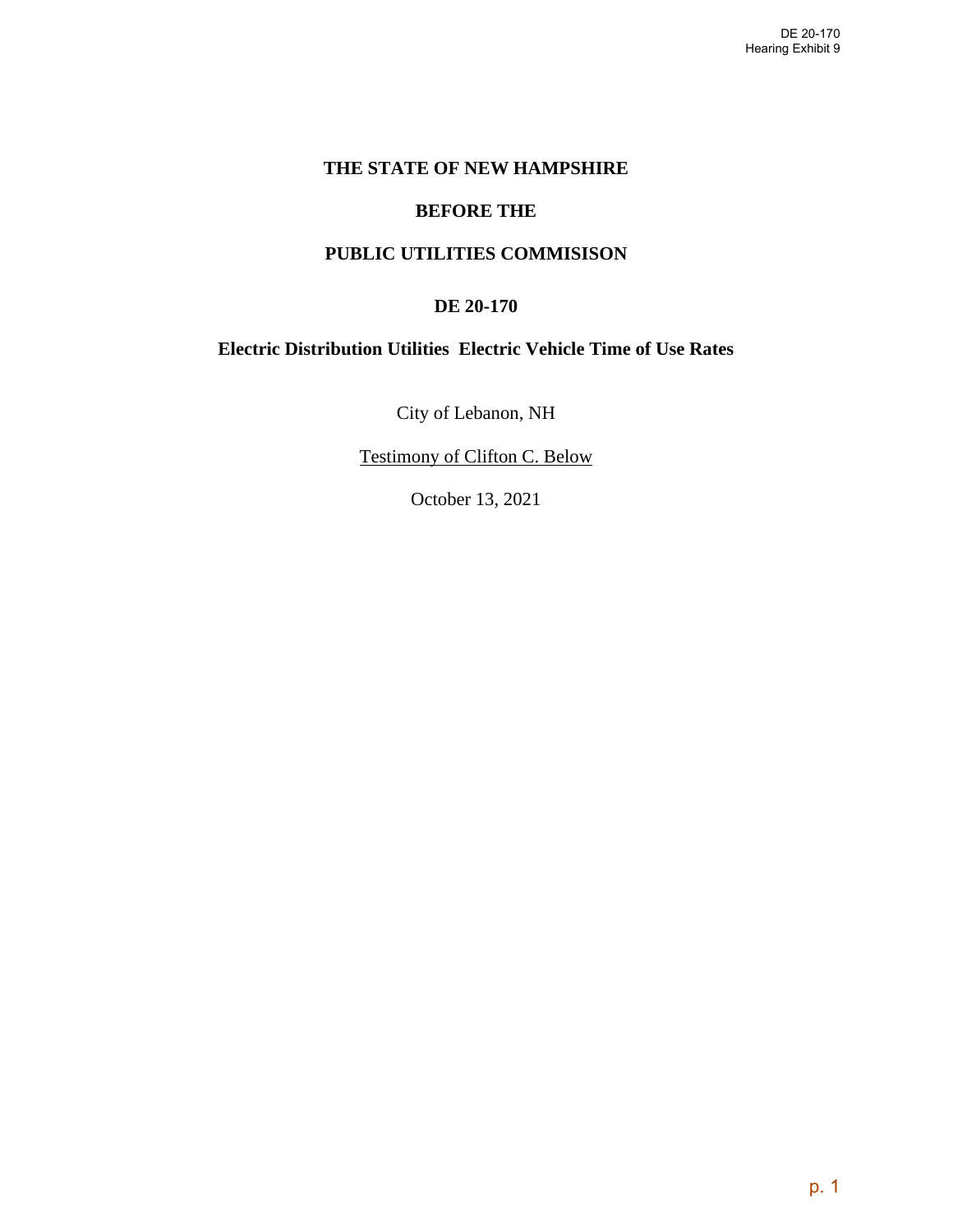**THE STATE OF NEW HAMPSHIRE**

**BEFORE THE**

**PUBLIC UTILITIES COMMISISON**

**DE 20-170**

**Electric Distribution Utilities  Electric Vehicle Time of Use Rates**

City of Lebanon, NH

Testimony of Clifton C. Below

October 13, 2021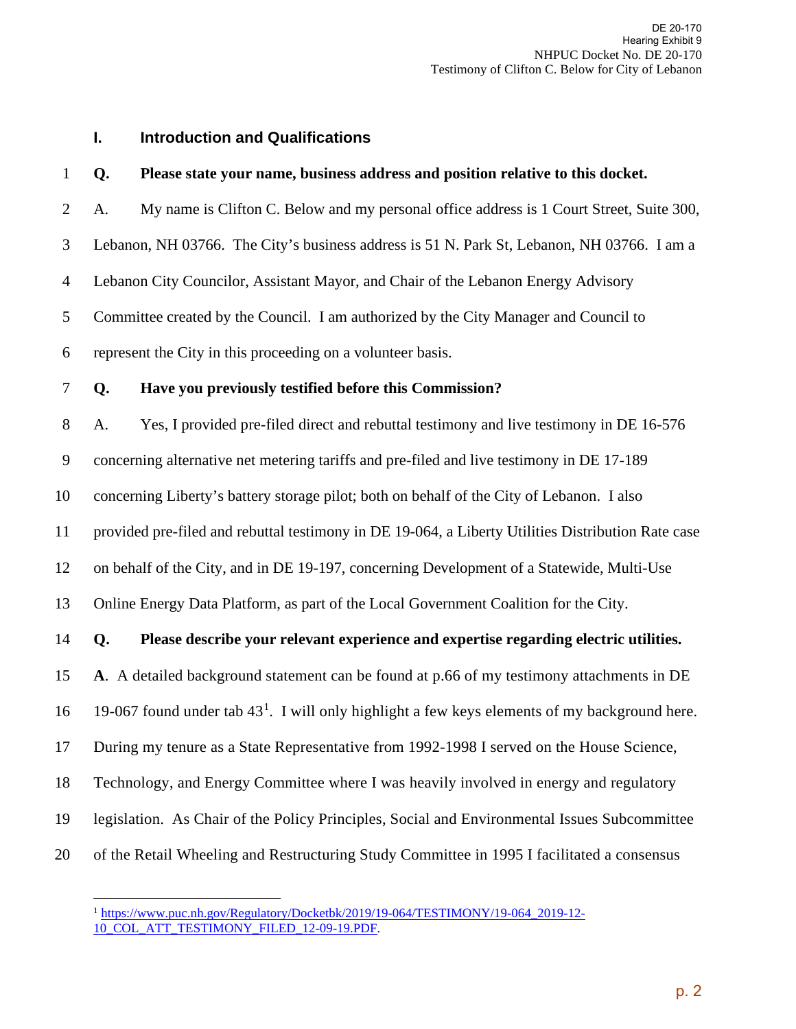## I. Introduction and Qualifications

**Q. Please state your name, business address and position relative to this docket.**

A. My name is Clifton C. Below and my personal office address is 1 Court Street, Suite 300, Lebanon, NH 03766. The City's business address is 51 N. Park St, Lebanon, NH 03766. I am a Lebanon City Councilor, Assistant Mayor, and Chair of the Lebanon Energy Advisory Committee created by the Council. I am authorized by the City Manager and Council to represent the City in this proceeding on a volunteer basis.

**Q. Have you previously testified before this Commission?**

A. Yes, I provided pre-filed direct and rebuttal testimony and live testimony in DE 16-576 concerning alternative net metering tariffs and pre-filed and live testimony in DE 17-189 concerning Liberty's battery storage pilot; both on behalf of the City of Lebanon. I also provided pre-filed and rebuttal testimony in DE 19-064, a Liberty Utilities Distribution Rate case on behalf of the City, and in DE 19-197, concerning Development of a Statewide, Multi-Use Online Energy Data Platform, as part of the Local Government Coalition for the City.

**Q. Please describe your relevant experience and expertise regarding electric utilities.**

**A**. A detailed background statement can be found at p.66 of my testimony attachments in DE 19-067 found under tab 43[1]. I will only highlight a few keys elements of my background here. During my tenure as a State Representative from 1992-1998 I served on the House Science, Technology, and Energy Committee where I was heavily involved in energy and regulatory legislation. As Chair of the Policy Principles, Social and Environmental Issues Subcommittee of the Retail Wheeling and Restructuring Study Committee in 1995 I facilitated a consensus

---

[1] https://www.puc.nh.gov/Regulatory/Docketbk/2019/19-064/TESTIMONY/19-064_2019-12-10_COL_ATT_TESTIMONY_FILED_12-09-19.PDF.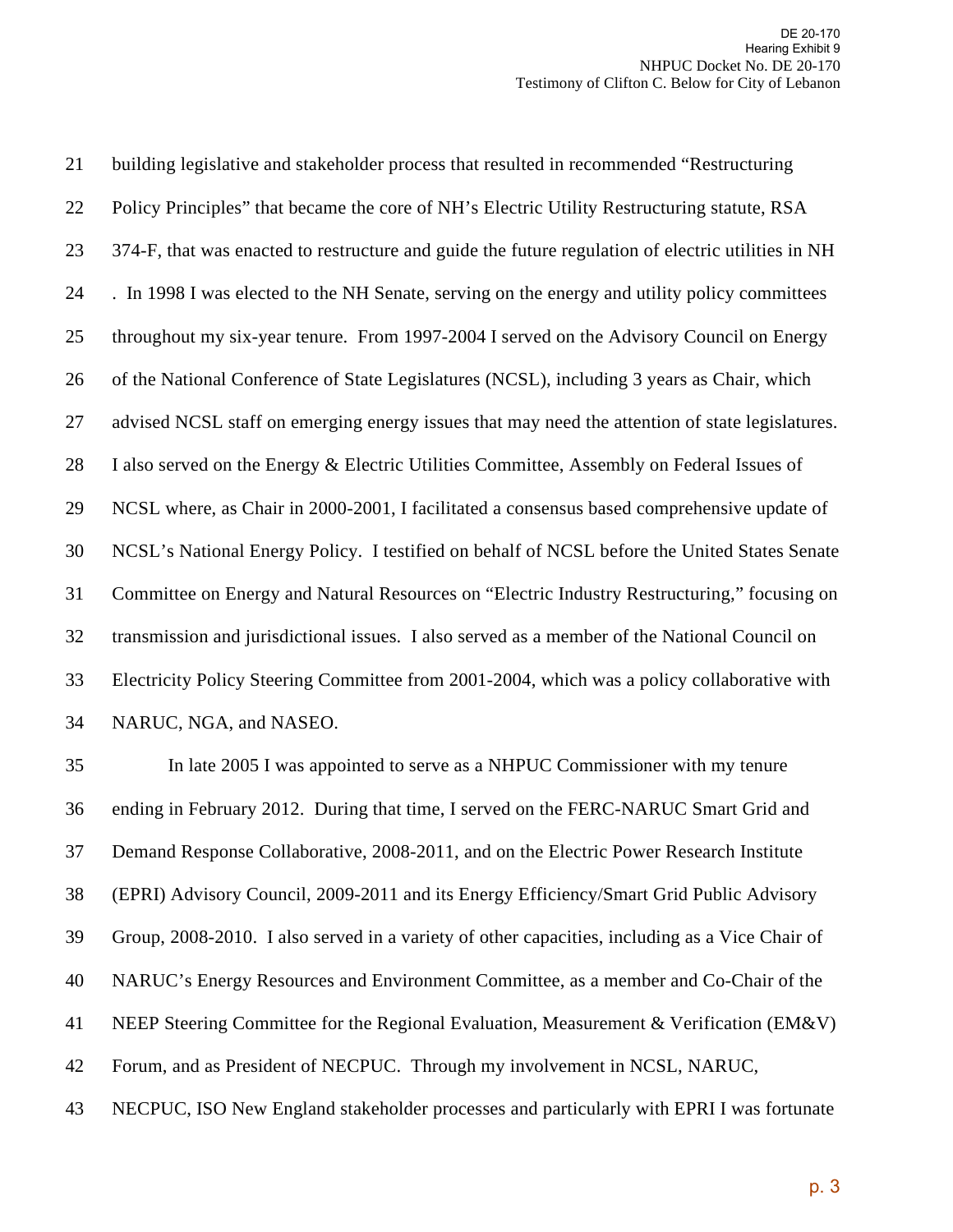building legislative and stakeholder process that resulted in recommended "Restructuring Policy Principles" that became the core of NH's Electric Utility Restructuring statute, RSA 374-F, that was enacted to restructure and guide the future regulation of electric utilities in NH . In 1998 I was elected to the NH Senate, serving on the energy and utility policy committees throughout my six-year tenure. From 1997-2004 I served on the Advisory Council on Energy of the National Conference of State Legislatures (NCSL), including 3 years as Chair, which advised NCSL staff on emerging energy issues that may need the attention of state legislatures. I also served on the Energy & Electric Utilities Committee, Assembly on Federal Issues of NCSL where, as Chair in 2000-2001, I facilitated a consensus based comprehensive update of NCSL's National Energy Policy. I testified on behalf of NCSL before the United States Senate Committee on Energy and Natural Resources on "Electric Industry Restructuring," focusing on transmission and jurisdictional issues. I also served as a member of the National Council on Electricity Policy Steering Committee from 2001-2004, which was a policy collaborative with NARUC, NGA, and NASEO.

In late 2005 I was appointed to serve as a NHPUC Commissioner with my tenure ending in February 2012. During that time, I served on the FERC-NARUC Smart Grid and Demand Response Collaborative, 2008-2011, and on the Electric Power Research Institute (EPRI) Advisory Council, 2009-2011 and its Energy Efficiency/Smart Grid Public Advisory Group, 2008-2010. I also served in a variety of other capacities, including as a Vice Chair of NARUC's Energy Resources and Environment Committee, as a member and Co-Chair of the NEEP Steering Committee for the Regional Evaluation, Measurement & Verification (EM&V) Forum, and as President of NECPUC. Through my involvement in NCSL, NARUC, NECPUC, ISO New England stakeholder processes and particularly with EPRI I was fortunate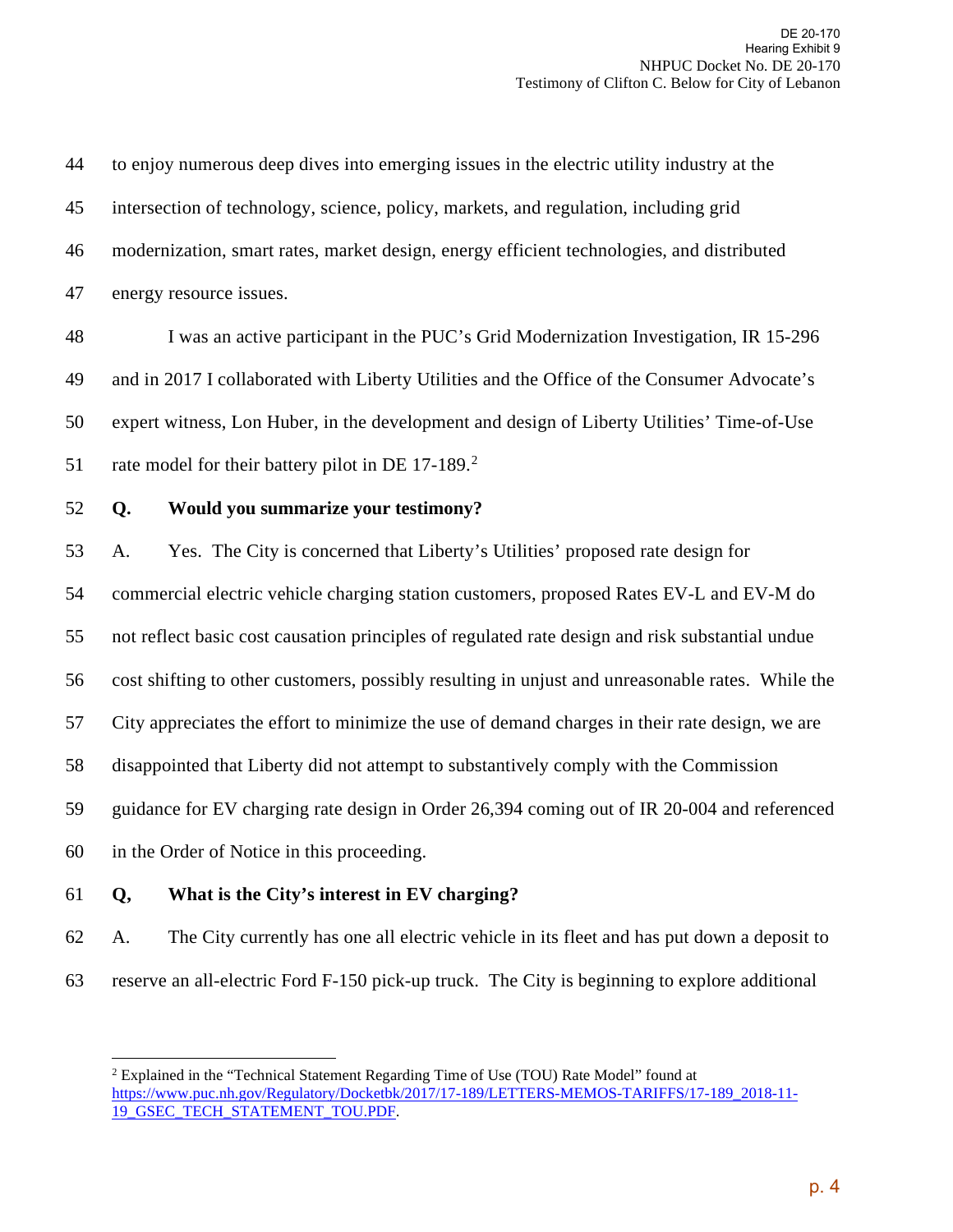to enjoy numerous deep dives into emerging issues in the electric utility industry at the intersection of technology, science, policy, markets, and regulation, including grid modernization, smart rates, market design, energy efficient technologies, and distributed energy resource issues.

I was an active participant in the PUC's Grid Modernization Investigation, IR 15-296 and in 2017 I collaborated with Liberty Utilities and the Office of the Consumer Advocate's expert witness, Lon Huber, in the development and design of Liberty Utilities' Time-of-Use rate model for their battery pilot in DE 17-189.[2]

**Q. Would you summarize your testimony?**

A. Yes. The City is concerned that Liberty's Utilities' proposed rate design for commercial electric vehicle charging station customers, proposed Rates EV-L and EV-M do not reflect basic cost causation principles of regulated rate design and risk substantial undue cost shifting to other customers, possibly resulting in unjust and unreasonable rates. While the City appreciates the effort to minimize the use of demand charges in their rate design, we are disappointed that Liberty did not attempt to substantively comply with the Commission guidance for EV charging rate design in Order 26,394 coming out of IR 20-004 and referenced in the Order of Notice in this proceeding.

**Q, What is the City's interest in EV charging?**

A. The City currently has one all electric vehicle in its fleet and has put down a deposit to reserve an all-electric Ford F-150 pick-up truck. The City is beginning to explore additional

---

[2] Explained in the "Technical Statement Regarding Time of Use (TOU) Rate Model" found at https://www.puc.nh.gov/Regulatory/Docketbk/2017/17-189/LETTERS-MEMOS-TARIFFS/17-189_2018-11-19_GSEC_TECH_STATEMENT_TOU.PDF.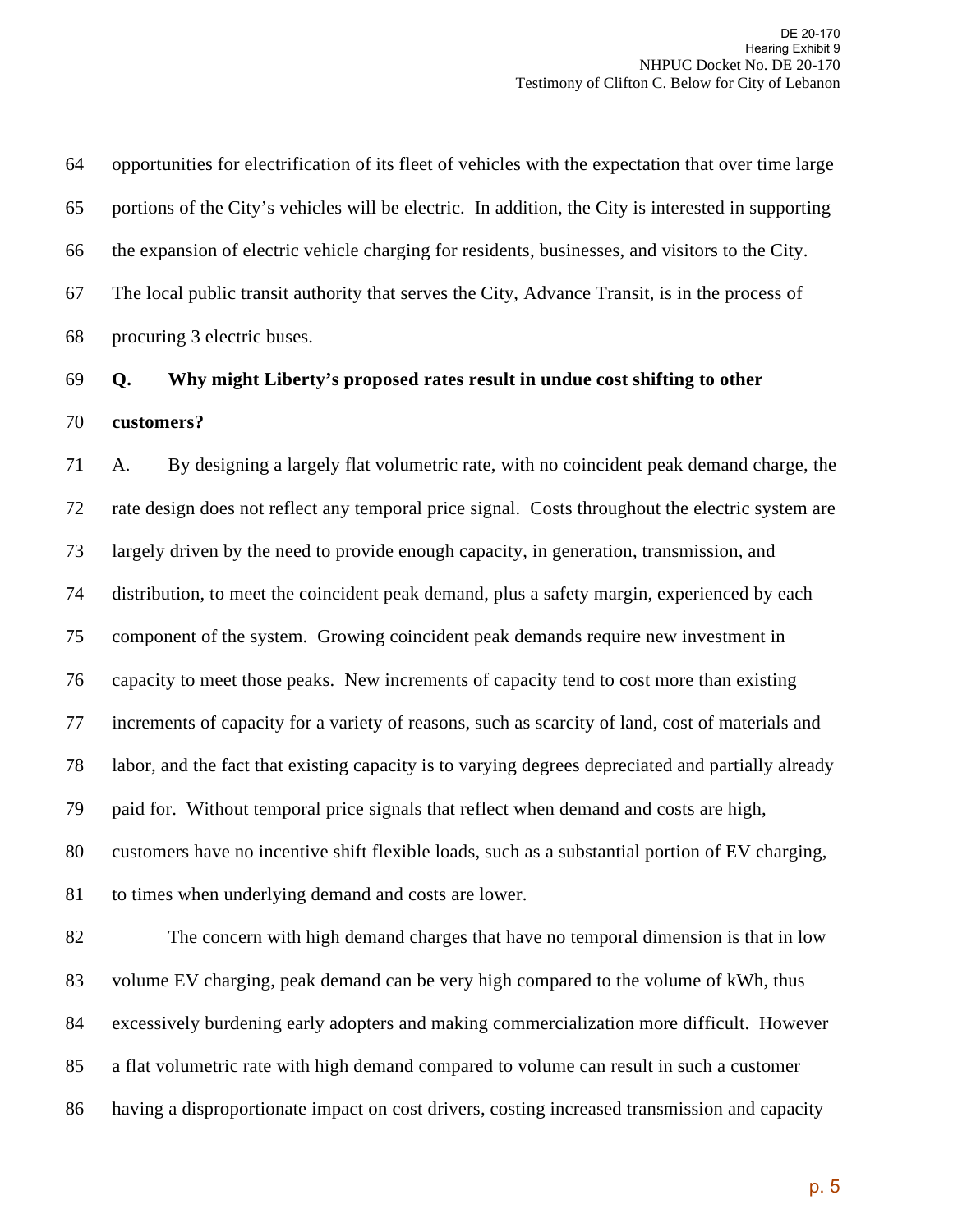opportunities for electrification of its fleet of vehicles with the expectation that over time large portions of the City's vehicles will be electric. In addition, the City is interested in supporting the expansion of electric vehicle charging for residents, businesses, and visitors to the City. The local public transit authority that serves the City, Advance Transit, is in the process of procuring 3 electric buses.

**Q. Why might Liberty's proposed rates result in undue cost shifting to other customers?**

A. By designing a largely flat volumetric rate, with no coincident peak demand charge, the rate design does not reflect any temporal price signal. Costs throughout the electric system are largely driven by the need to provide enough capacity, in generation, transmission, and distribution, to meet the coincident peak demand, plus a safety margin, experienced by each component of the system. Growing coincident peak demands require new investment in capacity to meet those peaks. New increments of capacity tend to cost more than existing increments of capacity for a variety of reasons, such as scarcity of land, cost of materials and labor, and the fact that existing capacity is to varying degrees depreciated and partially already paid for. Without temporal price signals that reflect when demand and costs are high, customers have no incentive shift flexible loads, such as a substantial portion of EV charging, to times when underlying demand and costs are lower.

The concern with high demand charges that have no temporal dimension is that in low volume EV charging, peak demand can be very high compared to the volume of kWh, thus excessively burdening early adopters and making commercialization more difficult. However a flat volumetric rate with high demand compared to volume can result in such a customer having a disproportionate impact on cost drivers, costing increased transmission and capacity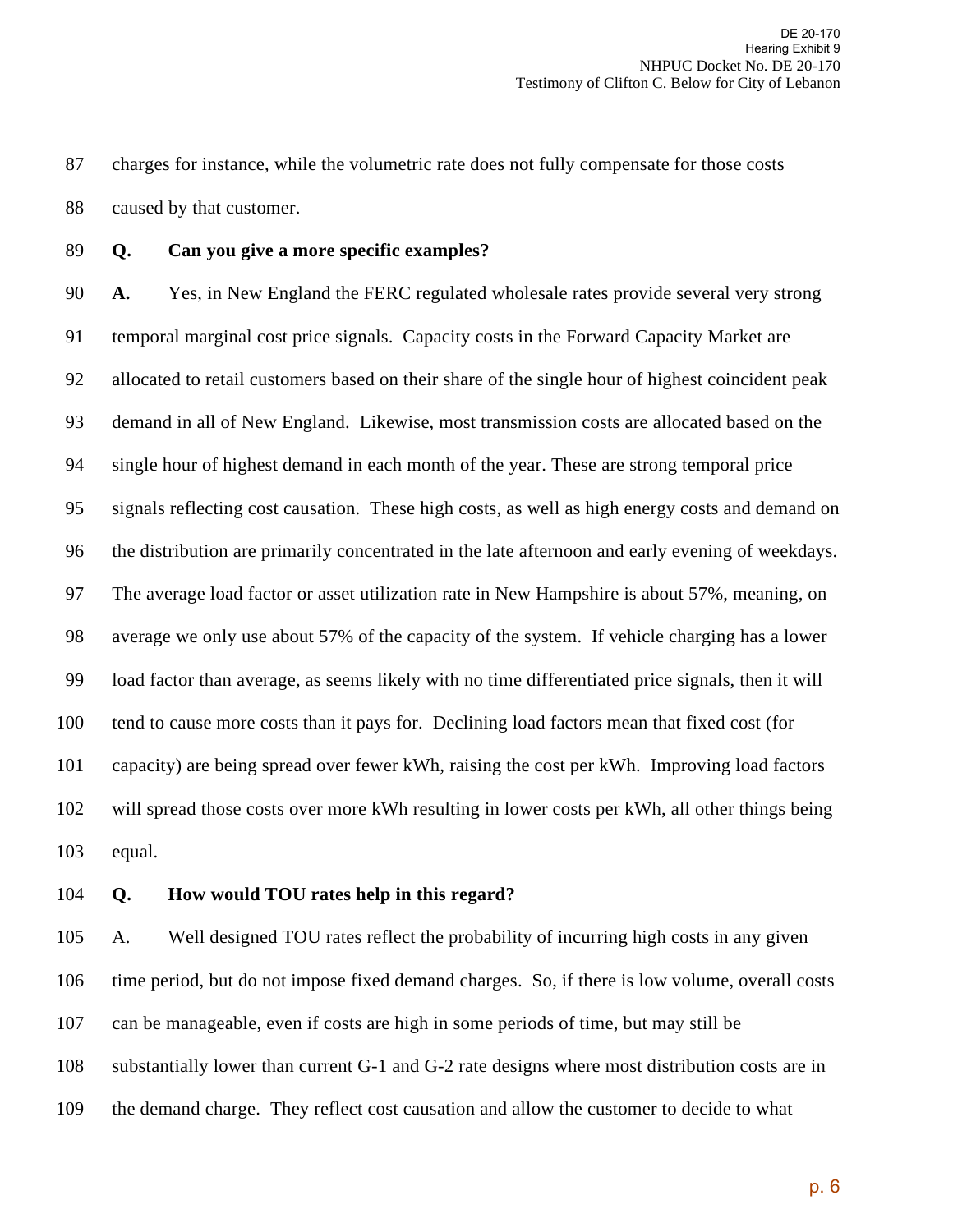charges for instance, while the volumetric rate does not fully compensate for those costs caused by that customer.

**Q. Can you give a more specific examples?**

**A.** Yes, in New England the FERC regulated wholesale rates provide several very strong temporal marginal cost price signals. Capacity costs in the Forward Capacity Market are allocated to retail customers based on their share of the single hour of highest coincident peak demand in all of New England. Likewise, most transmission costs are allocated based on the single hour of highest demand in each month of the year. These are strong temporal price signals reflecting cost causation. These high costs, as well as high energy costs and demand on the distribution are primarily concentrated in the late afternoon and early evening of weekdays. The average load factor or asset utilization rate in New Hampshire is about 57%, meaning, on average we only use about 57% of the capacity of the system. If vehicle charging has a lower load factor than average, as seems likely with no time differentiated price signals, then it will tend to cause more costs than it pays for. Declining load factors mean that fixed cost (for capacity) are being spread over fewer kWh, raising the cost per kWh. Improving load factors will spread those costs over more kWh resulting in lower costs per kWh, all other things being equal.

**Q. How would TOU rates help in this regard?**

A. Well designed TOU rates reflect the probability of incurring high costs in any given time period, but do not impose fixed demand charges. So, if there is low volume, overall costs can be manageable, even if costs are high in some periods of time, but may still be substantially lower than current G-1 and G-2 rate designs where most distribution costs are in the demand charge. They reflect cost causation and allow the customer to decide to what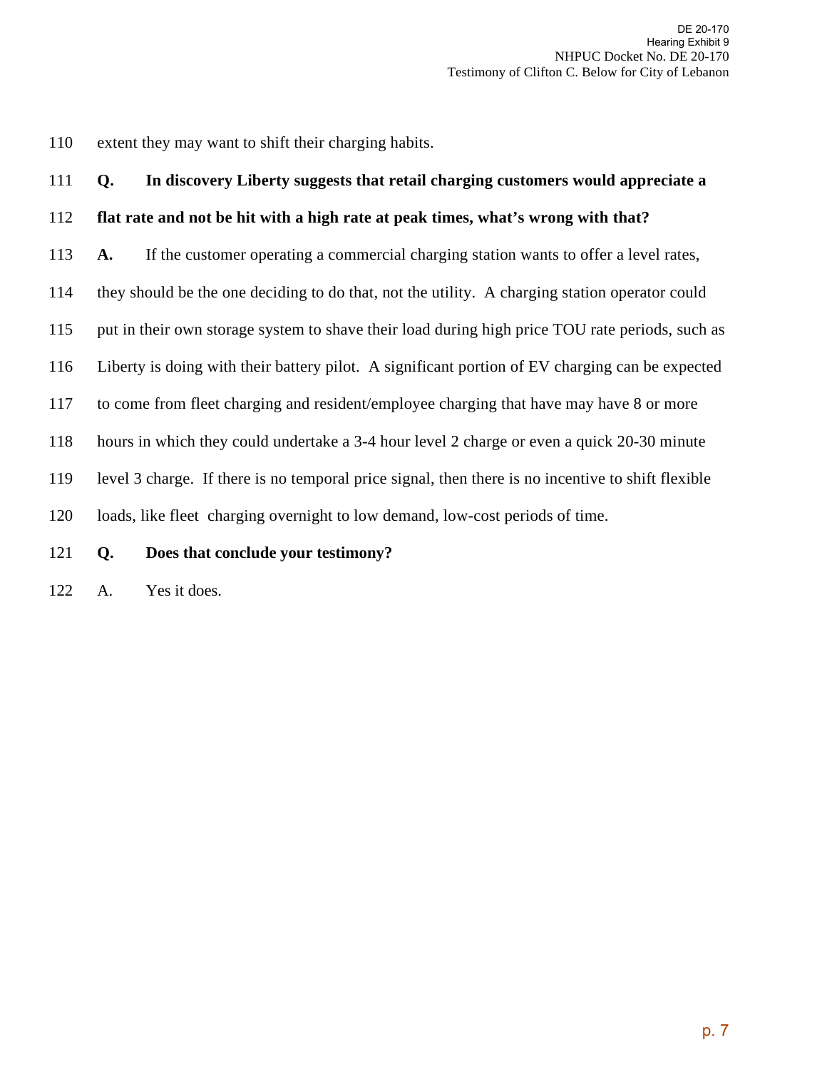extent they may want to shift their charging habits.

**Q. In discovery Liberty suggests that retail charging customers would appreciate a flat rate and not be hit with a high rate at peak times, what's wrong with that?**

**A.** If the customer operating a commercial charging station wants to offer a level rates, they should be the one deciding to do that, not the utility. A charging station operator could put in their own storage system to shave their load during high price TOU rate periods, such as Liberty is doing with their battery pilot. A significant portion of EV charging can be expected to come from fleet charging and resident/employee charging that have may have 8 or more hours in which they could undertake a 3-4 hour level 2 charge or even a quick 20-30 minute level 3 charge. If there is no temporal price signal, then there is no incentive to shift flexible loads, like fleet charging overnight to low demand, low-cost periods of time.

**Q. Does that conclude your testimony?**

A. Yes it does.